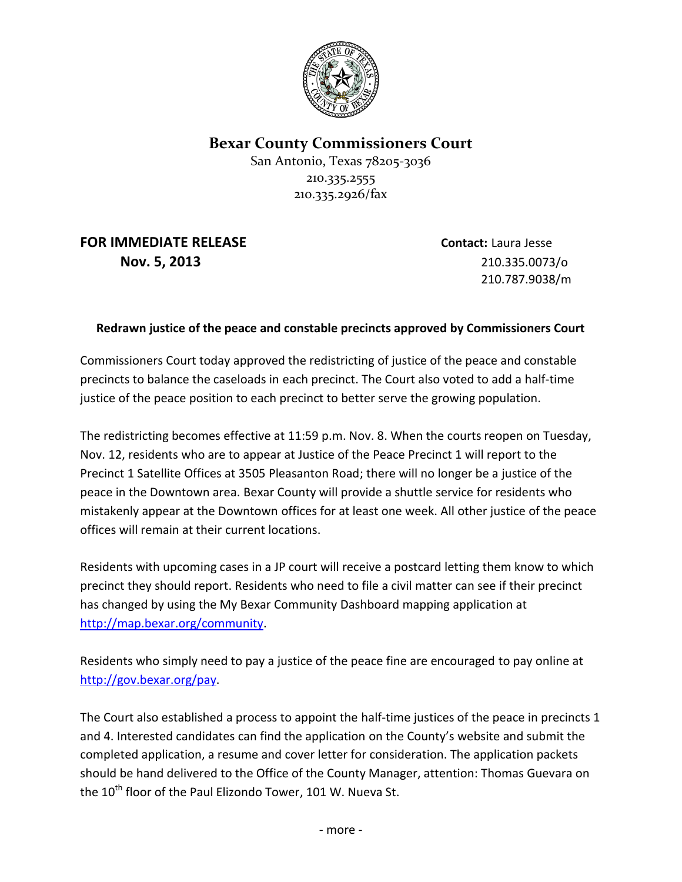# Bexar County Commissioners Court

San Antonio, Texas 78205-3036
210.335.2555
210.335.2926/fax

**FOR IMMEDIATE RELEASE**
**Nov. 5, 2013**

**Contact:** Laura Jesse
210.335.0073/o
210.787.9038/m

**Redrawn justice of the peace and constable precincts approved by Commissioners Court**

Commissioners Court today approved the redistricting of justice of the peace and constable precincts to balance the caseloads in each precinct. The Court also voted to add a half-time justice of the peace position to each precinct to better serve the growing population.

The redistricting becomes effective at 11:59 p.m. Nov. 8. When the courts reopen on Tuesday, Nov. 12, residents who are to appear at Justice of the Peace Precinct 1 will report to the Precinct 1 Satellite Offices at 3505 Pleasanton Road; there will no longer be a justice of the peace in the Downtown area. Bexar County will provide a shuttle service for residents who mistakenly appear at the Downtown offices for at least one week. All other justice of the peace offices will remain at their current locations.

Residents with upcoming cases in a JP court will receive a postcard letting them know to which precinct they should report. Residents who need to file a civil matter can see if their precinct has changed by using the My Bexar Community Dashboard mapping application at http://map.bexar.org/community.

Residents who simply need to pay a justice of the peace fine are encouraged to pay online at http://gov.bexar.org/pay.

The Court also established a process to appoint the half-time justices of the peace in precincts 1 and 4. Interested candidates can find the application on the County's website and submit the completed application, a resume and cover letter for consideration. The application packets should be hand delivered to the Office of the County Manager, attention: Thomas Guevara on the 10th floor of the Paul Elizondo Tower, 101 W. Nueva St.

- more -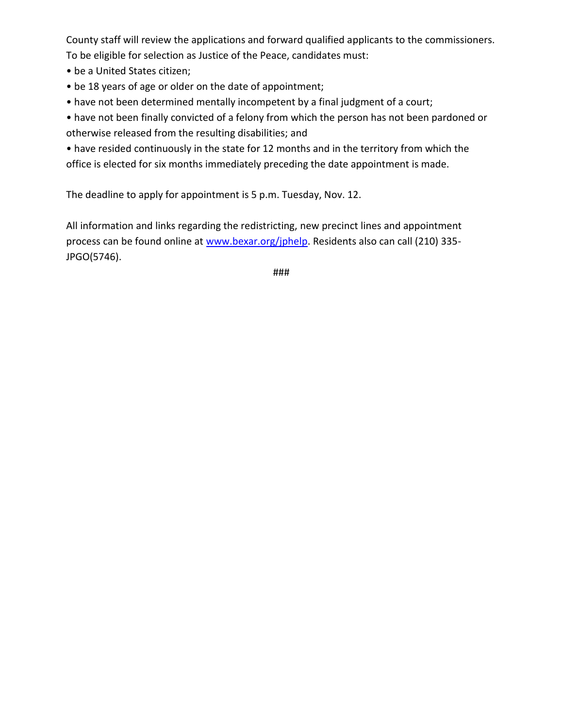County staff will review the applications and forward qualified applicants to the commissioners. To be eligible for selection as Justice of the Peace, candidates must:

- be a United States citizen;
- be 18 years of age or older on the date of appointment;
- have not been determined mentally incompetent by a final judgment of a court;
- have not been finally convicted of a felony from which the person has not been pardoned or otherwise released from the resulting disabilities; and
- have resided continuously in the state for 12 months and in the territory from which the office is elected for six months immediately preceding the date appointment is made.

The deadline to apply for appointment is 5 p.m. Tuesday, Nov. 12.

All information and links regarding the redistricting, new precinct lines and appointment process can be found online at [www.bexar.org/jphelp](http://www.bexar.org/jphelp). Residents also can call (210) 335-JPGO(5746).

###